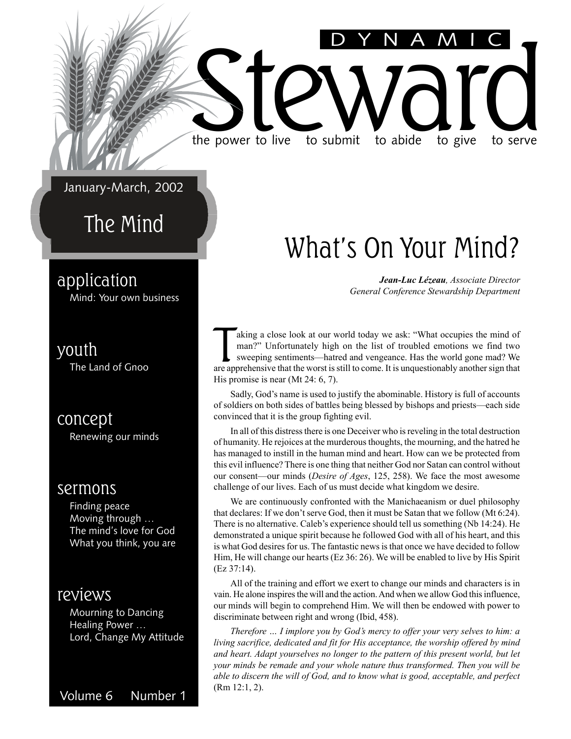# DYNAMIC Steward

the power to live   to submit   to abide   to give   to serve

January-March, 2002

## The Mind

### application
Mind: Your own business

### youth
The Land of Gnoo

### concept
Renewing our minds

### sermons
Finding peace
Moving through …
The mind's love for God
What you think, you are

### reviews
Mourning to Dancing
Healing Power …
Lord, Change My Attitude

Volume 6   Number 1

# What's On Your Mind?

***Jean-Luc Lézeau**, Associate Director*
*General Conference Stewardship Department*

Taking a close look at our world today we ask: "What occupies the mind of man?" Unfortunately high on the list of troubled emotions we find two sweeping sentiments—hatred and vengeance. Has the world gone mad? We are apprehensive that the worst is still to come. It is unquestionably another sign that His promise is near (Mt 24: 6, 7).

Sadly, God's name is used to justify the abominable. History is full of accounts of soldiers on both sides of battles being blessed by bishops and priests—each side convinced that it is the group fighting evil.

In all of this distress there is one Deceiver who is reveling in the total destruction of humanity. He rejoices at the murderous thoughts, the mourning, and the hatred he has managed to instill in the human mind and heart. How can we be protected from this evil influence? There is one thing that neither God nor Satan can control without our consent—our minds (*Desire of Ages*, 125, 258). We face the most awesome challenge of our lives. Each of us must decide what kingdom we desire.

We are continuously confronted with the Manichaeanism or duel philosophy that declares: If we don't serve God, then it must be Satan that we follow (Mt 6:24). There is no alternative. Caleb's experience should tell us something (Nb 14:24). He demonstrated a unique spirit because he followed God with all of his heart, and this is what God desires for us. The fantastic news is that once we have decided to follow Him, He will change our hearts (Ez 36: 26). We will be enabled to live by His Spirit (Ez 37:14).

All of the training and effort we exert to change our minds and characters is in vain. He alone inspires the will and the action. And when we allow God this influence, our minds will begin to comprehend Him. We will then be endowed with power to discriminate between right and wrong (Ibid, 458).

*Therefore … I implore you by God's mercy to offer your very selves to him: a living sacrifice, dedicated and fit for His acceptance, the worship offered by mind and heart. Adapt yourselves no longer to the pattern of this present world, but let your minds be remade and your whole nature thus transformed. Then you will be able to discern the will of God, and to know what is good, acceptable, and perfect* (Rm 12:1, 2).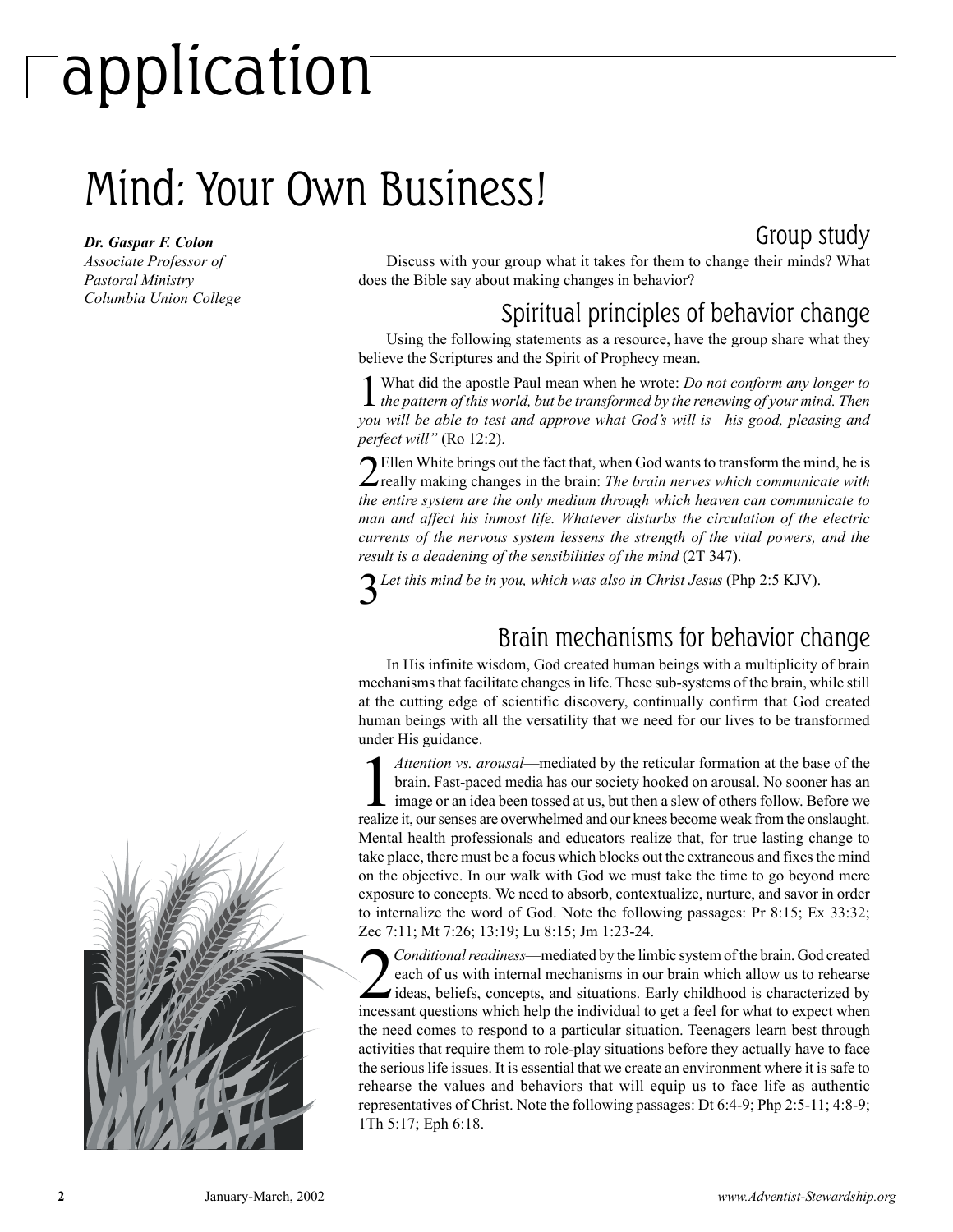# application

# Mind: Your Own Business!

***Dr. Gaspar F. Colon***
*Associate Professor of Pastoral Ministry*
*Columbia Union College*

## Group study

Discuss with your group what it takes for them to change their minds? What does the Bible say about making changes in behavior?

## Spiritual principles of behavior change

Using the following statements as a resource, have the group share what they believe the Scriptures and the Spirit of Prophecy mean.

1 What did the apostle Paul mean when he wrote: *Do not conform any longer to the pattern of this world, but be transformed by the renewing of your mind. Then you will be able to test and approve what God's will is—his good, pleasing and perfect will"* (Ro 12:2).

2 Ellen White brings out the fact that, when God wants to transform the mind, he is really making changes in the brain: *The brain nerves which communicate with the entire system are the only medium through which heaven can communicate to man and affect his inmost life. Whatever disturbs the circulation of the electric currents of the nervous system lessens the strength of the vital powers, and the result is a deadening of the sensibilities of the mind* (2T 347).

3 *Let this mind be in you, which was also in Christ Jesus* (Php 2:5 KJV).

## Brain mechanisms for behavior change

In His infinite wisdom, God created human beings with a multiplicity of brain mechanisms that facilitate changes in life. These sub-systems of the brain, while still at the cutting edge of scientific discovery, continually confirm that God created human beings with all the versatility that we need for our lives to be transformed under His guidance.

1 *Attention vs. arousal*—mediated by the reticular formation at the base of the brain. Fast-paced media has our society hooked on arousal. No sooner has an image or an idea been tossed at us, but then a slew of others follow. Before we realize it, our senses are overwhelmed and our knees become weak from the onslaught. Mental health professionals and educators realize that, for true lasting change to take place, there must be a focus which blocks out the extraneous and fixes the mind on the objective. In our walk with God we must take the time to go beyond mere exposure to concepts. We need to absorb, contextualize, nurture, and savor in order to internalize the word of God. Note the following passages: Pr 8:15; Ex 33:32; Zec 7:11; Mt 7:26; 13:19; Lu 8:15; Jm 1:23-24.

2 *Conditional readiness*—mediated by the limbic system of the brain. God created each of us with internal mechanisms in our brain which allow us to rehearse ideas, beliefs, concepts, and situations. Early childhood is characterized by incessant questions which help the individual to get a feel for what to expect when the need comes to respond to a particular situation. Teenagers learn best through activities that require them to role-play situations before they actually have to face the serious life issues. It is essential that we create an environment where it is safe to rehearse the values and behaviors that will equip us to face life as authentic representatives of Christ. Note the following passages: Dt 6:4-9; Php 2:5-11; 4:8-9; 1Th 5:17; Eph 6:18.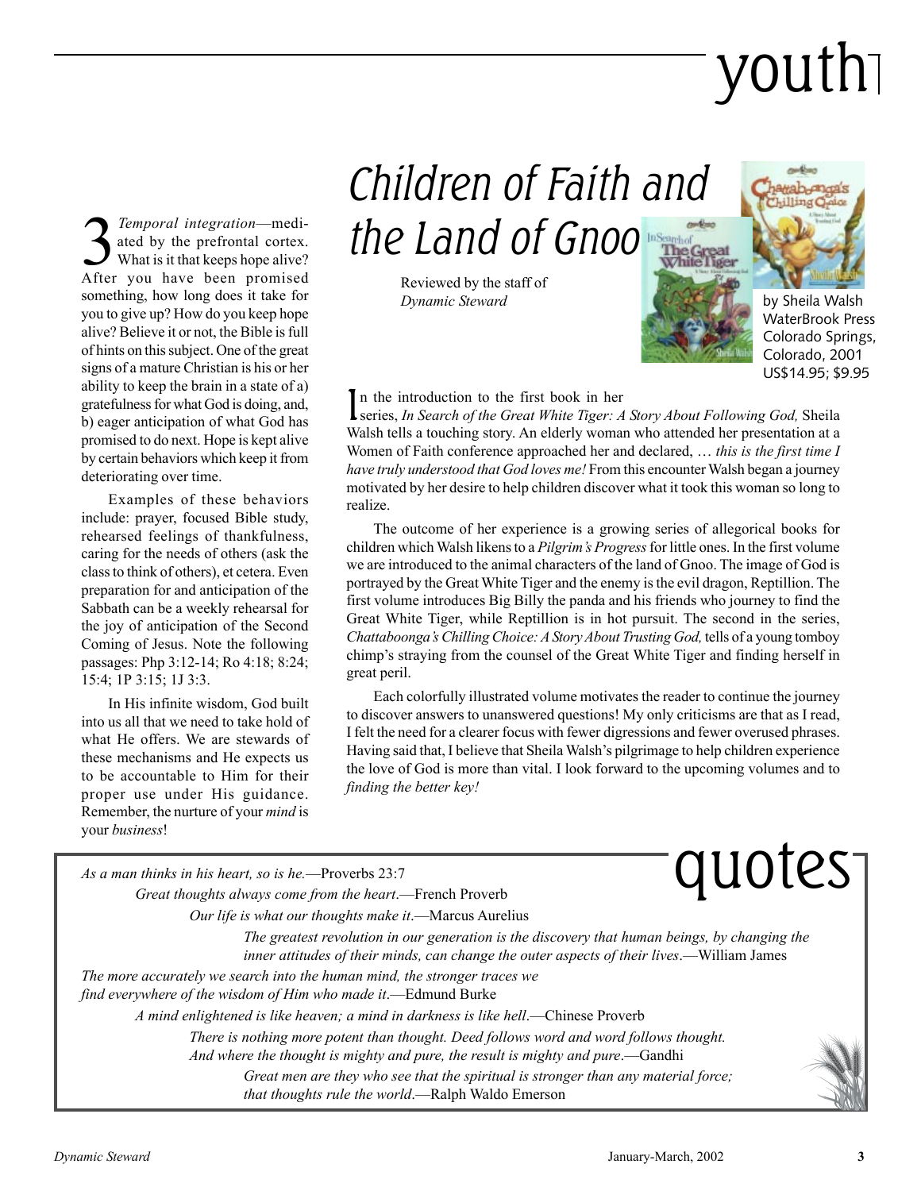3 *Temporal integration*—mediated by the prefrontal cortex. What is it that keeps hope alive? After you have been promised something, how long does it take for you to give up? How do you keep hope alive? Believe it or not, the Bible is full of hints on this subject. One of the great signs of a mature Christian is his or her ability to keep the brain in a state of a) gratefulness for what God is doing, and, b) eager anticipation of what God has promised to do next. Hope is kept alive by certain behaviors which keep it from deteriorating over time.

Examples of these behaviors include: prayer, focused Bible study, rehearsed feelings of thankfulness, caring for the needs of others (ask the class to think of others), et cetera. Even preparation for and anticipation of the Sabbath can be a weekly rehearsal for the joy of anticipation of the Second Coming of Jesus. Note the following passages: Php 3:12-14; Ro 4:18; 8:24; 15:4; 1P 3:15; 1J 3:3.

In His infinite wisdom, God built into us all that we need to take hold of what He offers. We are stewards of these mechanisms and He expects us to be accountable to Him for their proper use under His guidance. Remember, the nurture of your *mind* is your *business*!

# youth

## Children of Faith and the Land of Gnoo

Reviewed by the staff of *Dynamic Steward*

by Sheila Walsh
WaterBrook Press
Colorado Springs, Colorado, 2001
US$14.95; $9.95

In the introduction to the first book in her series, *In Search of the Great White Tiger: A Story About Following God,* Sheila Walsh tells a touching story. An elderly woman who attended her presentation at a Women of Faith conference approached her and declared, … *this is the first time I have truly understood that God loves me!* From this encounter Walsh began a journey motivated by her desire to help children discover what it took this woman so long to realize.

The outcome of her experience is a growing series of allegorical books for children which Walsh likens to a *Pilgrim's Progress* for little ones. In the first volume we are introduced to the animal characters of the land of Gnoo. The image of God is portrayed by the Great White Tiger and the enemy is the evil dragon, Reptillion. The first volume introduces Big Billy the panda and his friends who journey to find the Great White Tiger, while Reptillion is in hot pursuit. The second in the series, *Chattaboonga's Chilling Choice: A Story About Trusting God,* tells of a young tomboy chimp's straying from the counsel of the Great White Tiger and finding herself in great peril.

Each colorfully illustrated volume motivates the reader to continue the journey to discover answers to unanswered questions! My only criticisms are that as I read, I felt the need for a clearer focus with fewer digressions and fewer overused phrases. Having said that, I believe that Sheila Walsh's pilgrimage to help children experience the love of God is more than vital. I look forward to the upcoming volumes and to *finding the better key!*

# quotes

*As a man thinks in his heart, so is he.*—Proverbs 23:7

*Great thoughts always come from the heart*.—French Proverb

*Our life is what our thoughts make it*.—Marcus Aurelius

*The greatest revolution in our generation is the discovery that human beings, by changing the inner attitudes of their minds, can change the outer aspects of their lives*.—William James

*The more accurately we search into the human mind, the stronger traces we find everywhere of the wisdom of Him who made it*.—Edmund Burke

*A mind enlightened is like heaven; a mind in darkness is like hell*.—Chinese Proverb

*There is nothing more potent than thought. Deed follows word and word follows thought. And where the thought is mighty and pure, the result is mighty and pure*.—Gandhi

*Great men are they who see that the spiritual is stronger than any material force; that thoughts rule the world*.—Ralph Waldo Emerson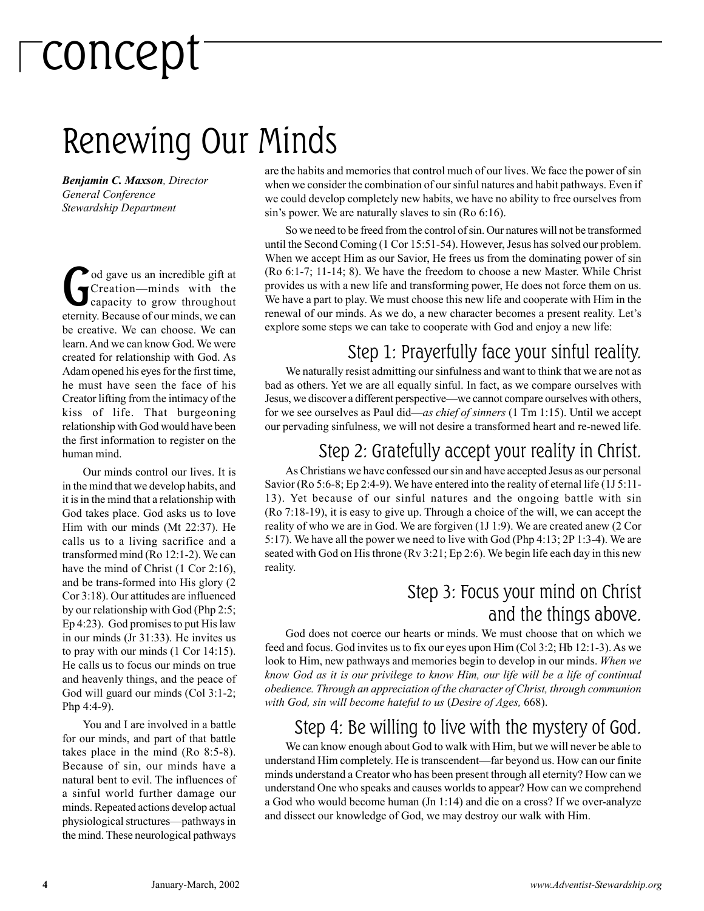concept

# Renewing Our Minds

***Benjamin C. Maxson**, Director*
*General Conference*
*Stewardship Department*

God gave us an incredible gift at Creation—minds with the capacity to grow throughout eternity. Because of our minds, we can be creative. We can choose. We can learn. And we can know God. We were created for relationship with God. As Adam opened his eyes for the first time, he must have seen the face of his Creator lifting from the intimacy of the kiss of life. That burgeoning relationship with God would have been the first information to register on the human mind.

Our minds control our lives. It is in the mind that we develop habits, and it is in the mind that a relationship with God takes place. God asks us to love Him with our minds (Mt 22:37). He calls us to a living sacrifice and a transformed mind (Ro 12:1-2). We can have the mind of Christ (1 Cor 2:16), and be trans-formed into His glory (2 Cor 3:18). Our attitudes are influenced by our relationship with God (Php 2:5; Ep 4:23). God promises to put His law in our minds (Jr 31:33). He invites us to pray with our minds (1 Cor 14:15). He calls us to focus our minds on true and heavenly things, and the peace of God will guard our minds (Col 3:1-2; Php 4:4-9).

You and I are involved in a battle for our minds, and part of that battle takes place in the mind (Ro 8:5-8). Because of sin, our minds have a natural bent to evil. The influences of a sinful world further damage our minds. Repeated actions develop actual physiological structures—pathways in the mind. These neurological pathways are the habits and memories that control much of our lives. We face the power of sin when we consider the combination of our sinful natures and habit pathways. Even if we could develop completely new habits, we have no ability to free ourselves from sin's power. We are naturally slaves to sin (Ro 6:16).

So we need to be freed from the control of sin. Our natures will not be transformed until the Second Coming (1 Cor 15:51-54). However, Jesus has solved our problem. When we accept Him as our Savior, He frees us from the dominating power of sin (Ro 6:1-7; 11-14; 8). We have the freedom to choose a new Master. While Christ provides us with a new life and transforming power, He does not force them on us. We have a part to play. We must choose this new life and cooperate with Him in the renewal of our minds. As we do, a new character becomes a present reality. Let's explore some steps we can take to cooperate with God and enjoy a new life:

## Step 1: Prayerfully face your sinful reality.

We naturally resist admitting our sinfulness and want to think that we are not as bad as others. Yet we are all equally sinful. In fact, as we compare ourselves with Jesus, we discover a different perspective—we cannot compare ourselves with others, for we see ourselves as Paul did—*as chief of sinners* (1 Tm 1:15). Until we accept our pervading sinfulness, we will not desire a transformed heart and re-newed life.

## Step 2: Gratefully accept your reality in Christ.

As Christians we have confessed our sin and have accepted Jesus as our personal Savior (Ro 5:6-8; Ep 2:4-9). We have entered into the reality of eternal life (1J 5:11-13). Yet because of our sinful natures and the ongoing battle with sin (Ro 7:18-19), it is easy to give up. Through a choice of the will, we can accept the reality of who we are in God. We are forgiven (1J 1:9). We are created anew (2 Cor 5:17). We have all the power we need to live with God (Php 4:13; 2P 1:3-4). We are seated with God on His throne (Rv 3:21; Ep 2:6). We begin life each day in this new reality.

## Step 3: Focus your mind on Christ and the things above.

God does not coerce our hearts or minds. We must choose that on which we feed and focus. God invites us to fix our eyes upon Him (Col 3:2; Hb 12:1-3). As we look to Him, new pathways and memories begin to develop in our minds. *When we know God as it is our privilege to know Him, our life will be a life of continual obedience. Through an appreciation of the character of Christ, through communion with God, sin will become hateful to us* (*Desire of Ages,* 668).

## Step 4: Be willing to live with the mystery of God.

We can know enough about God to walk with Him, but we will never be able to understand Him completely. He is transcendent—far beyond us. How can our finite minds understand a Creator who has been present through all eternity? How can we understand One who speaks and causes worlds to appear? How can we comprehend a God who would become human (Jn 1:14) and die on a cross? If we over-analyze and dissect our knowledge of God, we may destroy our walk with Him.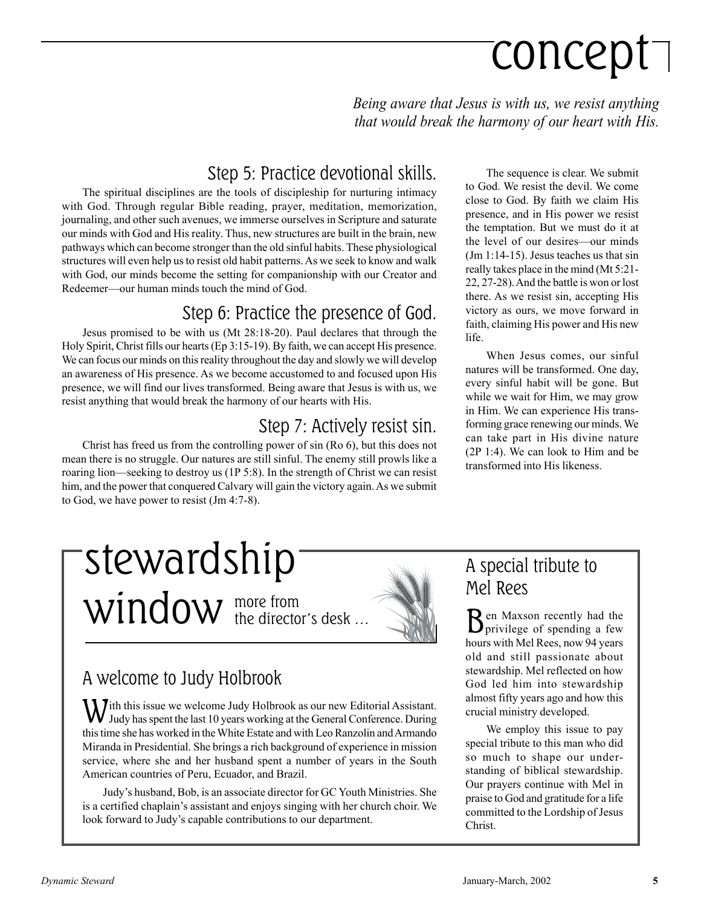# concept

*Being aware that Jesus is with us, we resist anything that would break the harmony of our heart with His.*

## Step 5: Practice devotional skills.

The spiritual disciplines are the tools of discipleship for nurturing intimacy with God. Through regular Bible reading, prayer, meditation, memorization, journaling, and other such avenues, we immerse ourselves in Scripture and saturate our minds with God and His reality. Thus, new structures are built in the brain, new pathways which can become stronger than the old sinful habits. These physiological structures will even help us to resist old habit patterns. As we seek to know and walk with God, our minds become the setting for companionship with our Creator and Redeemer—our human minds touch the mind of God.

## Step 6: Practice the presence of God.

Jesus promised to be with us (Mt 28:18-20). Paul declares that through the Holy Spirit, Christ fills our hearts (Ep 3:15-19). By faith, we can accept His presence. We can focus our minds on this reality throughout the day and slowly we will develop an awareness of His presence. As we become accustomed to and focused upon His presence, we will find our lives transformed. Being aware that Jesus is with us, we resist anything that would break the harmony of our hearts with His.

## Step 7: Actively resist sin.

Christ has freed us from the controlling power of sin (Ro 6), but this does not mean there is no struggle. Our natures are still sinful. The enemy still prowls like a roaring lion—seeking to destroy us (1P 5:8). In the strength of Christ we can resist him, and the power that conquered Calvary will gain the victory again. As we submit to God, we have power to resist (Jm 4:7-8).

The sequence is clear. We submit to God. We resist the devil. We come close to God. By faith we claim His presence, and in His power we resist the temptation. But we must do it at the level of our desires—our minds (Jm 1:14-15). Jesus teaches us that sin really takes place in the mind (Mt 5:21-22, 27-28). And the battle is won or lost there. As we resist sin, accepting His victory as ours, we move forward in faith, claiming His power and His new life.

When Jesus comes, our sinful natures will be transformed. One day, every sinful habit will be gone. But while we wait for Him, we may grow in Him. We can experience His transforming grace renewing our minds. We can take part in His divine nature (2P 1:4). We can look to Him and be transformed into His likeness.

# stewardship window

more from the director's desk ...

## A welcome to Judy Holbrook

With this issue we welcome Judy Holbrook as our new Editorial Assistant. Judy has spent the last 10 years working at the General Conference. During this time she has worked in the White Estate and with Leo Ranzolin and Armando Miranda in Presidential. She brings a rich background of experience in mission service, where she and her husband spent a number of years in the South American countries of Peru, Ecuador, and Brazil.

Judy's husband, Bob, is an associate director for GC Youth Ministries. She is a certified chaplain's assistant and enjoys singing with her church choir. We look forward to Judy's capable contributions to our department.

## A special tribute to Mel Rees

Ben Maxson recently had the privilege of spending a few hours with Mel Rees, now 94 years old and still passionate about stewardship. Mel reflected on how God led him into stewardship almost fifty years ago and how this crucial ministry developed.

We employ this issue to pay special tribute to this man who did so much to shape our understanding of biblical stewardship. Our prayers continue with Mel in praise to God and gratitude for a life committed to the Lordship of Jesus Christ.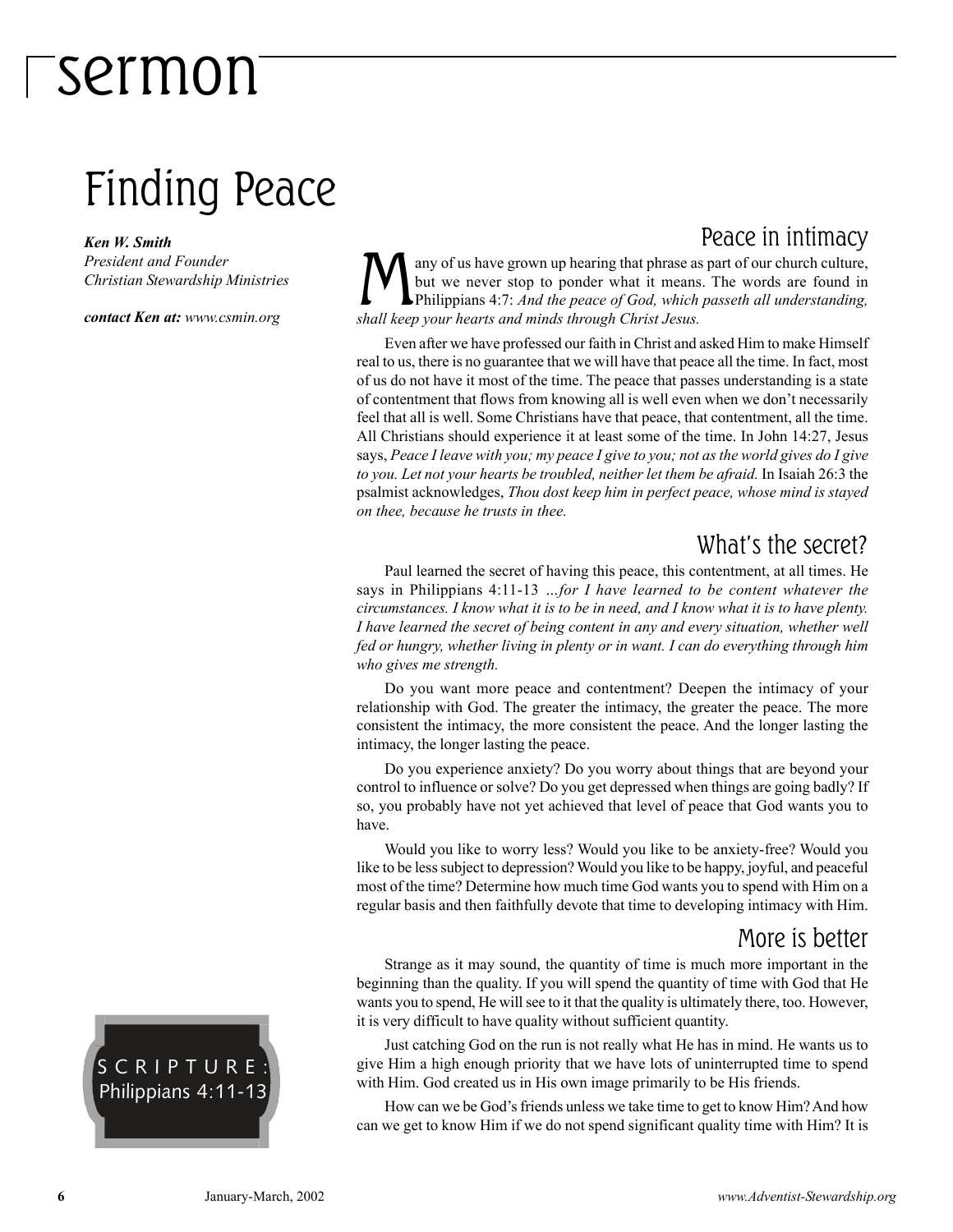# sermon

## Finding Peace

***Ken W. Smith***
*President and Founder*
*Christian Stewardship Ministries*

***contact Ken at:*** *www.csmin.org*

### Peace in intimacy

Many of us have grown up hearing that phrase as part of our church culture, but we never stop to ponder what it means. The words are found in Philippians 4:7: *And the peace of God, which passeth all understanding, shall keep your hearts and minds through Christ Jesus.*

Even after we have professed our faith in Christ and asked Him to make Himself real to us, there is no guarantee that we will have that peace all the time. In fact, most of us do not have it most of the time. The peace that passes understanding is a state of contentment that flows from knowing all is well even when we don't necessarily feel that all is well. Some Christians have that peace, that contentment, all the time. All Christians should experience it at least some of the time. In John 14:27, Jesus says, *Peace I leave with you; my peace I give to you; not as the world gives do I give to you. Let not your hearts be troubled, neither let them be afraid.* In Isaiah 26:3 the psalmist acknowledges, *Thou dost keep him in perfect peace, whose mind is stayed on thee, because he trusts in thee.*

### What's the secret?

Paul learned the secret of having this peace, this contentment, at all times. He says in Philippians 4:11-13 *...for I have learned to be content whatever the circumstances. I know what it is to be in need, and I know what it is to have plenty. I have learned the secret of being content in any and every situation, whether well fed or hungry, whether living in plenty or in want. I can do everything through him who gives me strength.*

Do you want more peace and contentment? Deepen the intimacy of your relationship with God. The greater the intimacy, the greater the peace. The more consistent the intimacy, the more consistent the peace. And the longer lasting the intimacy, the longer lasting the peace.

Do you experience anxiety? Do you worry about things that are beyond your control to influence or solve? Do you get depressed when things are going badly? If so, you probably have not yet achieved that level of peace that God wants you to have.

Would you like to worry less? Would you like to be anxiety-free? Would you like to be less subject to depression? Would you like to be happy, joyful, and peaceful most of the time? Determine how much time God wants you to spend with Him on a regular basis and then faithfully devote that time to developing intimacy with Him.

### More is better

Strange as it may sound, the quantity of time is much more important in the beginning than the quality. If you will spend the quantity of time with God that He wants you to spend, He will see to it that the quality is ultimately there, too. However, it is very difficult to have quality without sufficient quantity.

Just catching God on the run is not really what He has in mind. He wants us to give Him a high enough priority that we have lots of uninterrupted time to spend with Him. God created us in His own image primarily to be His friends.

How can we be God's friends unless we take time to get to know Him? And how can we get to know Him if we do not spend significant quality time with Him? It is

SCRIPTURE: Philippians 4:11-13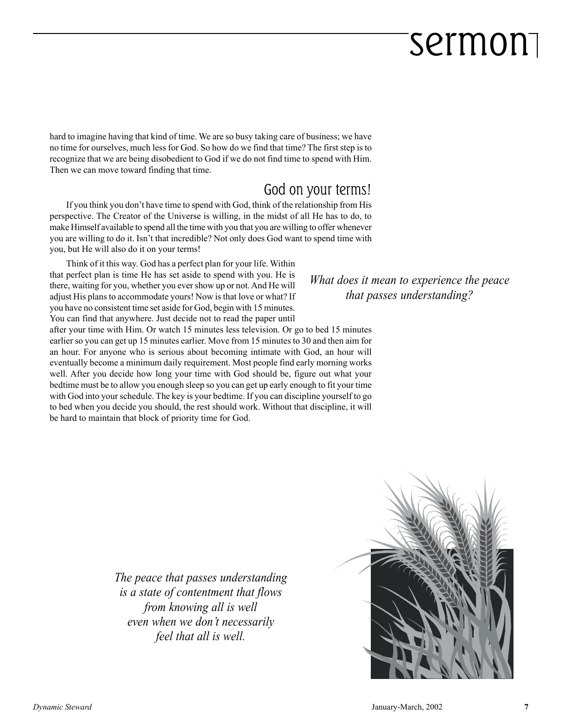hard to imagine having that kind of time. We are so busy taking care of business; we have no time for ourselves, much less for God. So how do we find that time? The first step is to recognize that we are being disobedient to God if we do not find time to spend with Him. Then we can move toward finding that time.

## God on your terms!

If you think you don't have time to spend with God, think of the relationship from His perspective. The Creator of the Universe is willing, in the midst of all He has to do, to make Himself available to spend all the time with you that you are willing to offer whenever you are willing to do it. Isn't that incredible? Not only does God want to spend time with you, but He will also do it on your terms!

Think of it this way. God has a perfect plan for your life. Within that perfect plan is time He has set aside to spend with you. He is there, waiting for you, whether you ever show up or not. And He will adjust His plans to accommodate yours! Now is that love or what? If you have no consistent time set aside for God, begin with 15 minutes. You can find that anywhere. Just decide not to read the paper until after your time with Him. Or watch 15 minutes less television. Or go to bed 15 minutes earlier so you can get up 15 minutes earlier. Move from 15 minutes to 30 and then aim for an hour. For anyone who is serious about becoming intimate with God, an hour will eventually become a minimum daily requirement. Most people find early morning works well. After you decide how long your time with God should be, figure out what your bedtime must be to allow you enough sleep so you can get up early enough to fit your time with God into your schedule. The key is your bedtime. If you can discipline yourself to go to bed when you decide you should, the rest should work. Without that discipline, it will be hard to maintain that block of priority time for God.

*What does it mean to experience the peace that passes understanding?*

*The peace that passes understanding is a state of contentment that flows from knowing all is well even when we don't necessarily feel that all is well.*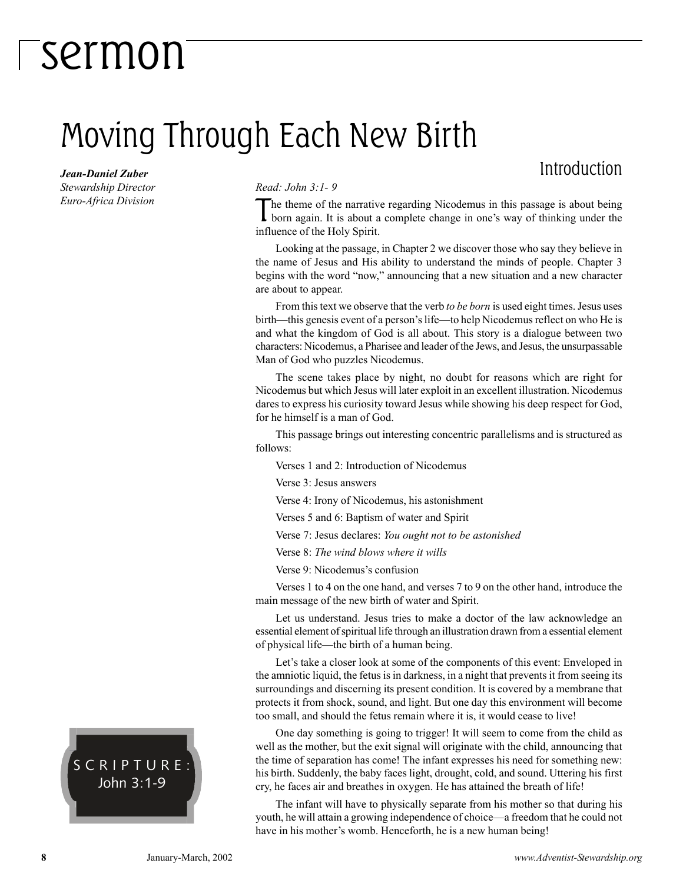# sermon

## Moving Through Each New Birth

***Jean-Daniel Zuber***
*Stewardship Director*
*Euro-Africa Division*

SCRIPTURE: John 3:1-9

### Introduction

*Read: John 3:1- 9*

The theme of the narrative regarding Nicodemus in this passage is about being born again. It is about a complete change in one's way of thinking under the influence of the Holy Spirit.

Looking at the passage, in Chapter 2 we discover those who say they believe in the name of Jesus and His ability to understand the minds of people. Chapter 3 begins with the word "now," announcing that a new situation and a new character are about to appear.

From this text we observe that the verb *to be born* is used eight times. Jesus uses birth—this genesis event of a person's life—to help Nicodemus reflect on who He is and what the kingdom of God is all about. This story is a dialogue between two characters: Nicodemus, a Pharisee and leader of the Jews, and Jesus, the unsurpassable Man of God who puzzles Nicodemus.

The scene takes place by night, no doubt for reasons which are right for Nicodemus but which Jesus will later exploit in an excellent illustration. Nicodemus dares to express his curiosity toward Jesus while showing his deep respect for God, for he himself is a man of God.

This passage brings out interesting concentric parallelisms and is structured as follows:

Verses 1 and 2: Introduction of Nicodemus

Verse 3: Jesus answers

Verse 4: Irony of Nicodemus, his astonishment

Verses 5 and 6: Baptism of water and Spirit

Verse 7: Jesus declares: *You ought not to be astonished*

Verse 8: *The wind blows where it wills*

Verse 9: Nicodemus's confusion

Verses 1 to 4 on the one hand, and verses 7 to 9 on the other hand, introduce the main message of the new birth of water and Spirit.

Let us understand. Jesus tries to make a doctor of the law acknowledge an essential element of spiritual life through an illustration drawn from a essential element of physical life—the birth of a human being.

Let's take a closer look at some of the components of this event: Enveloped in the amniotic liquid, the fetus is in darkness, in a night that prevents it from seeing its surroundings and discerning its present condition. It is covered by a membrane that protects it from shock, sound, and light. But one day this environment will become too small, and should the fetus remain where it is, it would cease to live!

One day something is going to trigger! It will seem to come from the child as well as the mother, but the exit signal will originate with the child, announcing that the time of separation has come! The infant expresses his need for something new: his birth. Suddenly, the baby faces light, drought, cold, and sound. Uttering his first cry, he faces air and breathes in oxygen. He has attained the breath of life!

The infant will have to physically separate from his mother so that during his youth, he will attain a growing independence of choice—a freedom that he could not have in his mother's womb. Henceforth, he is a new human being!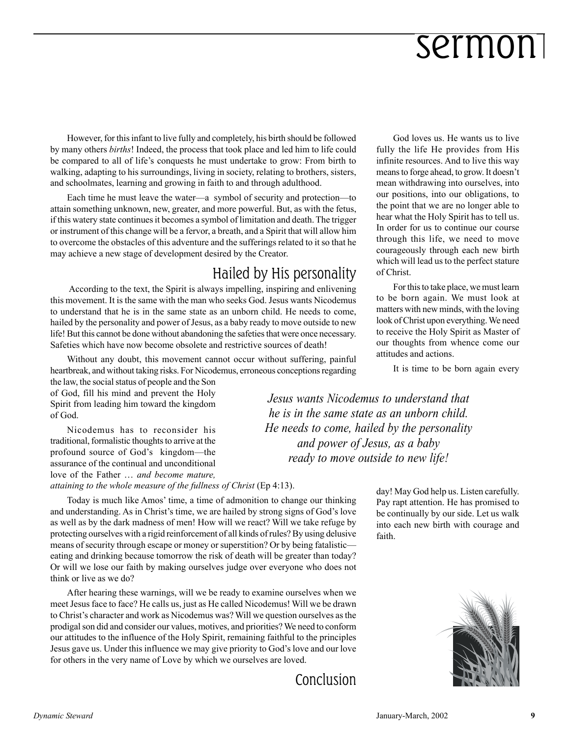However, for this infant to live fully and completely, his birth should be followed by many others *births*! Indeed, the process that took place and led him to life could be compared to all of life's conquests he must undertake to grow: From birth to walking, adapting to his surroundings, living in society, relating to brothers, sisters, and schoolmates, learning and growing in faith to and through adulthood.

Each time he must leave the water—a symbol of security and protection—to attain something unknown, new, greater, and more powerful. But, as with the fetus, if this watery state continues it becomes a symbol of limitation and death. The trigger or instrument of this change will be a fervor, a breath, and a Spirit that will allow him to overcome the obstacles of this adventure and the sufferings related to it so that he may achieve a new stage of development desired by the Creator.

## Hailed by His personality

According to the text, the Spirit is always impelling, inspiring and enlivening this movement. It is the same with the man who seeks God. Jesus wants Nicodemus to understand that he is in the same state as an unborn child. He needs to come, hailed by the personality and power of Jesus, as a baby ready to move outside to new life! But this cannot be done without abandoning the safeties that were once necessary. Safeties which have now become obsolete and restrictive sources of death!

Without any doubt, this movement cannot occur without suffering, painful heartbreak, and without taking risks. For Nicodemus, erroneous conceptions regarding the law, the social status of people and the Son of God, fill his mind and prevent the Holy Spirit from leading him toward the kingdom of God.

Nicodemus has to reconsider his traditional, formalistic thoughts to arrive at the profound source of God's kingdom—the assurance of the continual and unconditional love of the Father … *and become mature, attaining to the whole measure of the fullness of Christ* (Ep 4:13).

*Jesus wants Nicodemus to understand that he is in the same state as an unborn child. He needs to come, hailed by the personality and power of Jesus, as a baby ready to move outside to new life!*

Today is much like Amos' time, a time of admonition to change our thinking and understanding. As in Christ's time, we are hailed by strong signs of God's love as well as by the dark madness of men! How will we react? Will we take refuge by protecting ourselves with a rigid reinforcement of all kinds of rules? By using delusive means of security through escape or money or superstition? Or by being fatalistic—eating and drinking because tomorrow the risk of death will be greater than today? Or will we lose our faith by making ourselves judge over everyone who does not think or live as we do?

After hearing these warnings, will we be ready to examine ourselves when we meet Jesus face to face? He calls us, just as He called Nicodemus! Will we be drawn to Christ's character and work as Nicodemus was? Will we question ourselves as the prodigal son did and consider our values, motives, and priorities? We need to conform our attitudes to the influence of the Holy Spirit, remaining faithful to the principles Jesus gave us. Under this influence we may give priority to God's love and our love for others in the very name of Love by which we ourselves are loved.

## Conclusion

God loves us. He wants us to live fully the life He provides from His infinite resources. And to live this way means to forge ahead, to grow. It doesn't mean withdrawing into ourselves, into our positions, into our obligations, to the point that we are no longer able to hear what the Holy Spirit has to tell us. In order for us to continue our course through this life, we need to move courageously through each new birth which will lead us to the perfect stature of Christ.

For this to take place, we must learn to be born again. We must look at matters with new minds, with the loving look of Christ upon everything. We need to receive the Holy Spirit as Master of our thoughts from whence come our attitudes and actions.

It is time to be born again every day! May God help us. Listen carefully. Pay rapt attention. He has promised to be continually by our side. Let us walk into each new birth with courage and faith.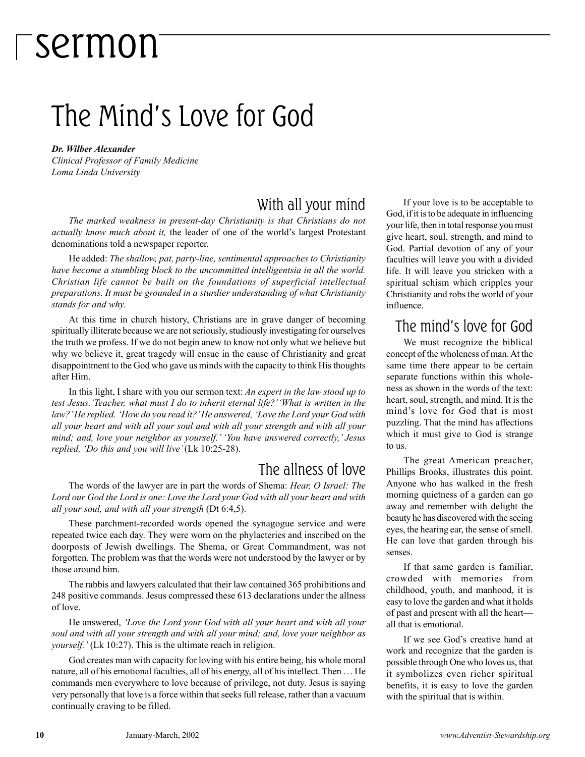# sermon

## The Mind's Love for God

***Dr. Wilber Alexander***
*Clinical Professor of Family Medicine*
*Loma Linda University*

### With all your mind

*The marked weakness in present-day Christianity is that Christians do not actually know much about it,* the leader of one of the world's largest Protestant denominations told a newspaper reporter.

He added: *The shallow, pat, party-line, sentimental approaches to Christianity have become a stumbling block to the uncommitted intelligentsia in all the world. Christian life cannot be built on the foundations of superficial intellectual preparations. It must be grounded in a sturdier understanding of what Christianity stands for and why.*

At this time in church history, Christians are in grave danger of becoming spiritually illiterate because we are not seriously, studiously investigating for ourselves the truth we profess. If we do not begin anew to know not only what we believe but why we believe it, great tragedy will ensue in the cause of Christianity and great disappointment to the God who gave us minds with the capacity to think His thoughts after Him.

In this light, I share with you our sermon text: *An expert in the law stood up to test Jesus.'Teacher, what must I do to inherit eternal life?' 'What is written in the law?' He replied. 'How do you read it?' He answered, 'Love the Lord your God with all your heart and with all your soul and with all your strength and with all your mind; and, love your neighbor as yourself.' 'You have answered correctly,' Jesus replied, 'Do this and you will live'* (Lk 10:25-28).

### The allness of love

The words of the lawyer are in part the words of Shema: *Hear, O Israel: The Lord our God the Lord is one: Love the Lord your God with all your heart and with all your soul, and with all your strength* (Dt 6:4,5).

These parchment-recorded words opened the synagogue service and were repeated twice each day. They were worn on the phylacteries and inscribed on the doorposts of Jewish dwellings. The Shema, or Great Commandment, was not forgotten. The problem was that the words were not understood by the lawyer or by those around him.

The rabbis and lawyers calculated that their law contained 365 prohibitions and 248 positive commands. Jesus compressed these 613 declarations under the allness of love.

He answered, *'Love the Lord your God with all your heart and with all your soul and with all your strength and with all your mind; and, love your neighbor as yourself.'* (Lk 10:27). This is the ultimate reach in religion.

God creates man with capacity for loving with his entire being, his whole moral nature, all of his emotional faculties, all of his energy, all of his intellect. Then … He commands men everywhere to love because of privilege, not duty. Jesus is saying very personally that love is a force within that seeks full release, rather than a vacuum continually craving to be filled.

If your love is to be acceptable to God, if it is to be adequate in influencing your life, then in total response you must give heart, soul, strength, and mind to God. Partial devotion of any of your faculties will leave you with a divided life. It will leave you stricken with a spiritual schism which cripples your Christianity and robs the world of your influence.

### The mind's love for God

We must recognize the biblical concept of the wholeness of man. At the same time there appear to be certain separate functions within this wholeness as shown in the words of the text: heart, soul, strength, and mind. It is the mind's love for God that is most puzzling. That the mind has affections which it must give to God is strange to us.

The great American preacher, Phillips Brooks, illustrates this point. Anyone who has walked in the fresh morning quietness of a garden can go away and remember with delight the beauty he has discovered with the seeing eyes, the hearing ear, the sense of smell. He can love that garden through his senses.

If that same garden is familiar, crowded with memories from childhood, youth, and manhood, it is easy to love the garden and what it holds of past and present with all the heart—all that is emotional.

If we see God's creative hand at work and recognize that the garden is possible through One who loves us, that it symbolizes even richer spiritual benefits, it is easy to love the garden with the spiritual that is within.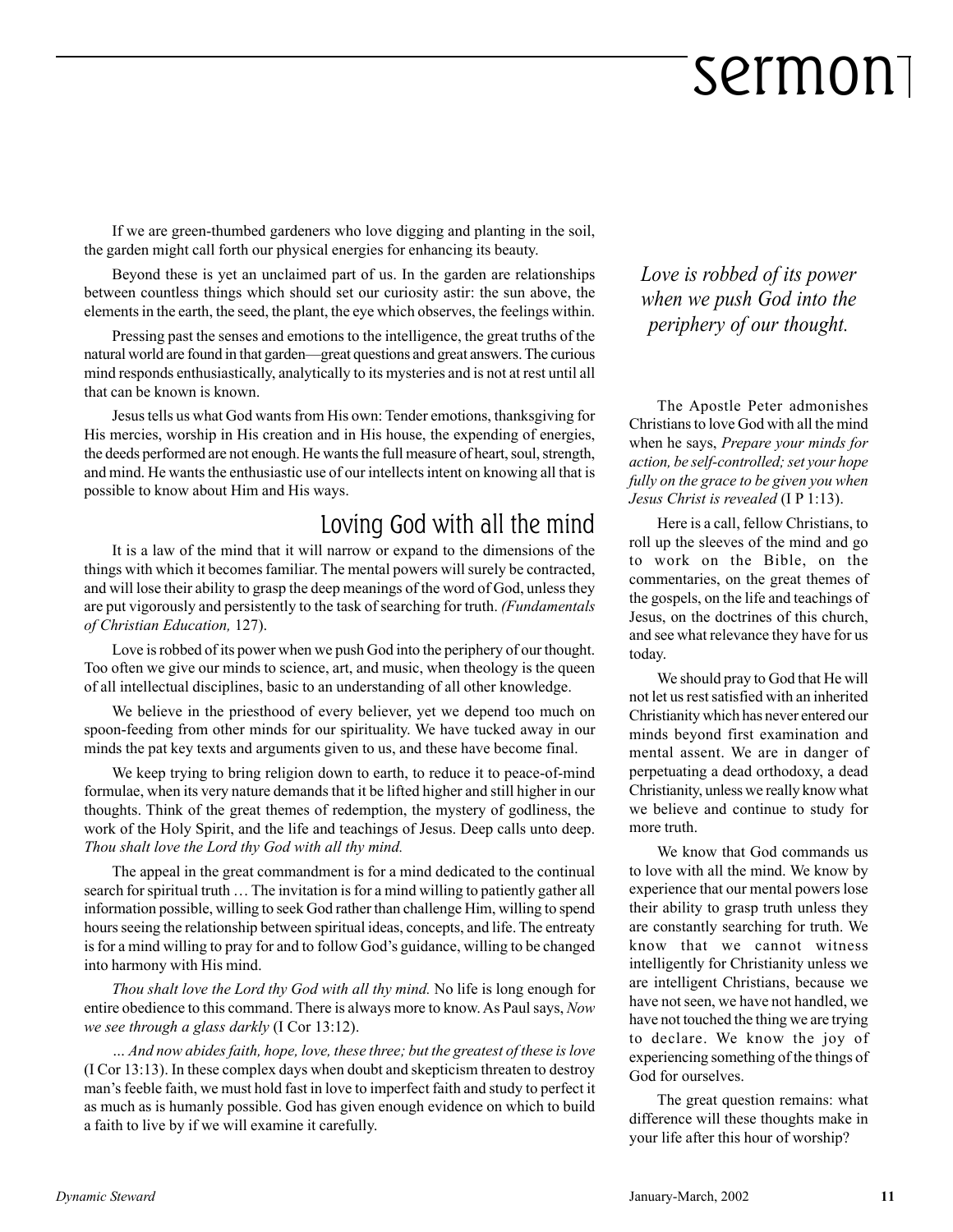If we are green-thumbed gardeners who love digging and planting in the soil, the garden might call forth our physical energies for enhancing its beauty.

Beyond these is yet an unclaimed part of us. In the garden are relationships between countless things which should set our curiosity astir: the sun above, the elements in the earth, the seed, the plant, the eye which observes, the feelings within.

Pressing past the senses and emotions to the intelligence, the great truths of the natural world are found in that garden—great questions and great answers. The curious mind responds enthusiastically, analytically to its mysteries and is not at rest until all that can be known is known.

Jesus tells us what God wants from His own: Tender emotions, thanksgiving for His mercies, worship in His creation and in His house, the expending of energies, the deeds performed are not enough. He wants the full measure of heart, soul, strength, and mind. He wants the enthusiastic use of our intellects intent on knowing all that is possible to know about Him and His ways.

## Loving God with all the mind

It is a law of the mind that it will narrow or expand to the dimensions of the things with which it becomes familiar. The mental powers will surely be contracted, and will lose their ability to grasp the deep meanings of the word of God, unless they are put vigorously and persistently to the task of searching for truth. *(Fundamentals of Christian Education,* 127).

Love is robbed of its power when we push God into the periphery of our thought. Too often we give our minds to science, art, and music, when theology is the queen of all intellectual disciplines, basic to an understanding of all other knowledge.

We believe in the priesthood of every believer, yet we depend too much on spoon-feeding from other minds for our spirituality. We have tucked away in our minds the pat key texts and arguments given to us, and these have become final.

We keep trying to bring religion down to earth, to reduce it to peace-of-mind formulae, when its very nature demands that it be lifted higher and still higher in our thoughts. Think of the great themes of redemption, the mystery of godliness, the work of the Holy Spirit, and the life and teachings of Jesus. Deep calls unto deep. *Thou shalt love the Lord thy God with all thy mind.*

The appeal in the great commandment is for a mind dedicated to the continual search for spiritual truth … The invitation is for a mind willing to patiently gather all information possible, willing to seek God rather than challenge Him, willing to spend hours seeing the relationship between spiritual ideas, concepts, and life. The entreaty is for a mind willing to pray for and to follow God's guidance, willing to be changed into harmony with His mind.

*Thou shalt love the Lord thy God with all thy mind.* No life is long enough for entire obedience to this command. There is always more to know. As Paul says, *Now we see through a glass darkly* (I Cor 13:12).

*… And now abides faith, hope, love, these three; but the greatest of these is love* (I Cor 13:13). In these complex days when doubt and skepticism threaten to destroy man's feeble faith, we must hold fast in love to imperfect faith and study to perfect it as much as is humanly possible. God has given enough evidence on which to build a faith to live by if we will examine it carefully.

*Love is robbed of its power when we push God into the periphery of our thought.*

The Apostle Peter admonishes Christians to love God with all the mind when he says, *Prepare your minds for action, be self-controlled; set your hope fully on the grace to be given you when Jesus Christ is revealed* (I P 1:13).

Here is a call, fellow Christians, to roll up the sleeves of the mind and go to work on the Bible, on the commentaries, on the great themes of the gospels, on the life and teachings of Jesus, on the doctrines of this church, and see what relevance they have for us today.

We should pray to God that He will not let us rest satisfied with an inherited Christianity which has never entered our minds beyond first examination and mental assent. We are in danger of perpetuating a dead orthodoxy, a dead Christianity, unless we really know what we believe and continue to study for more truth.

We know that God commands us to love with all the mind. We know by experience that our mental powers lose their ability to grasp truth unless they are constantly searching for truth. We know that we cannot witness intelligently for Christianity unless we are intelligent Christians, because we have not seen, we have not handled, we have not touched the thing we are trying to declare. We know the joy of experiencing something of the things of God for ourselves.

The great question remains: what difference will these thoughts make in your life after this hour of worship?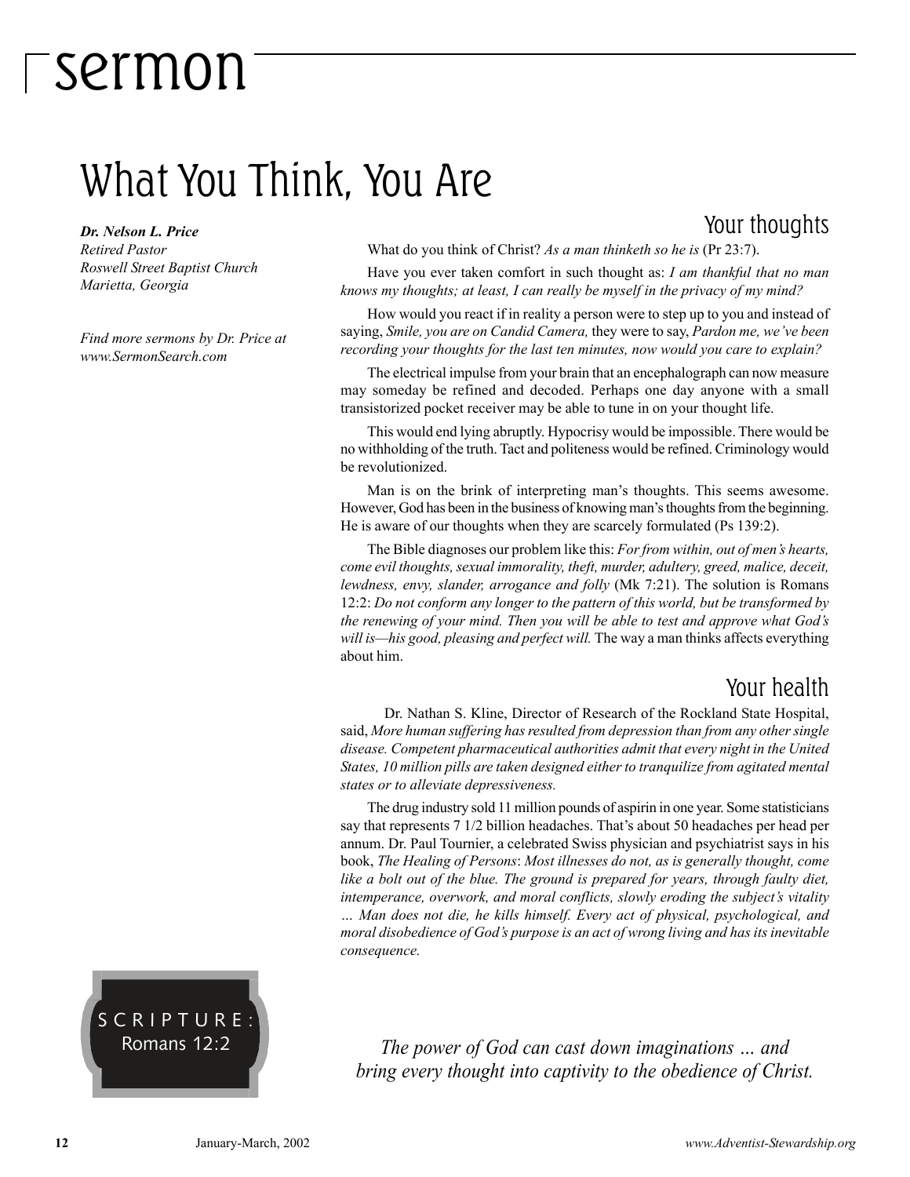# sermon

## What You Think, You Are

***Dr. Nelson L. Price***
*Retired Pastor*
*Roswell Street Baptist Church*
*Marietta, Georgia*

*Find more sermons by Dr. Price at www.SermonSearch.com*

### Your thoughts

What do you think of Christ? *As a man thinketh so he is* (Pr 23:7).

Have you ever taken comfort in such thought as: *I am thankful that no man knows my thoughts; at least, I can really be myself in the privacy of my mind?*

How would you react if in reality a person were to step up to you and instead of saying, *Smile, you are on Candid Camera,* they were to say, *Pardon me, we've been recording your thoughts for the last ten minutes, now would you care to explain?*

The electrical impulse from your brain that an encephalograph can now measure may someday be refined and decoded. Perhaps one day anyone with a small transistorized pocket receiver may be able to tune in on your thought life.

This would end lying abruptly. Hypocrisy would be impossible. There would be no withholding of the truth. Tact and politeness would be refined. Criminology would be revolutionized.

Man is on the brink of interpreting man's thoughts. This seems awesome. However, God has been in the business of knowing man's thoughts from the beginning. He is aware of our thoughts when they are scarcely formulated (Ps 139:2).

The Bible diagnoses our problem like this: *For from within, out of men's hearts, come evil thoughts, sexual immorality, theft, murder, adultery, greed, malice, deceit, lewdness, envy, slander, arrogance and folly* (Mk 7:21). The solution is Romans 12:2: *Do not conform any longer to the pattern of this world, but be transformed by the renewing of your mind. Then you will be able to test and approve what God's will is—his good, pleasing and perfect will.* The way a man thinks affects everything about him.

### Your health

Dr. Nathan S. Kline, Director of Research of the Rockland State Hospital, said, *More human suffering has resulted from depression than from any other single disease. Competent pharmaceutical authorities admit that every night in the United States, 10 million pills are taken designed either to tranquilize from agitated mental states or to alleviate depressiveness.*

The drug industry sold 11 million pounds of aspirin in one year. Some statisticians say that represents 7 1/2 billion headaches. That's about 50 headaches per head per annum. Dr. Paul Tournier, a celebrated Swiss physician and psychiatrist says in his book, *The Healing of Persons*: *Most illnesses do not, as is generally thought, come like a bolt out of the blue. The ground is prepared for years, through faulty diet, intemperance, overwork, and moral conflicts, slowly eroding the subject's vitality … Man does not die, he kills himself. Every act of physical, psychological, and moral disobedience of God's purpose is an act of wrong living and has its inevitable consequence.*

SCRIPTURE: Romans 12:2

*The power of God can cast down imaginations … and bring every thought into captivity to the obedience of Christ.*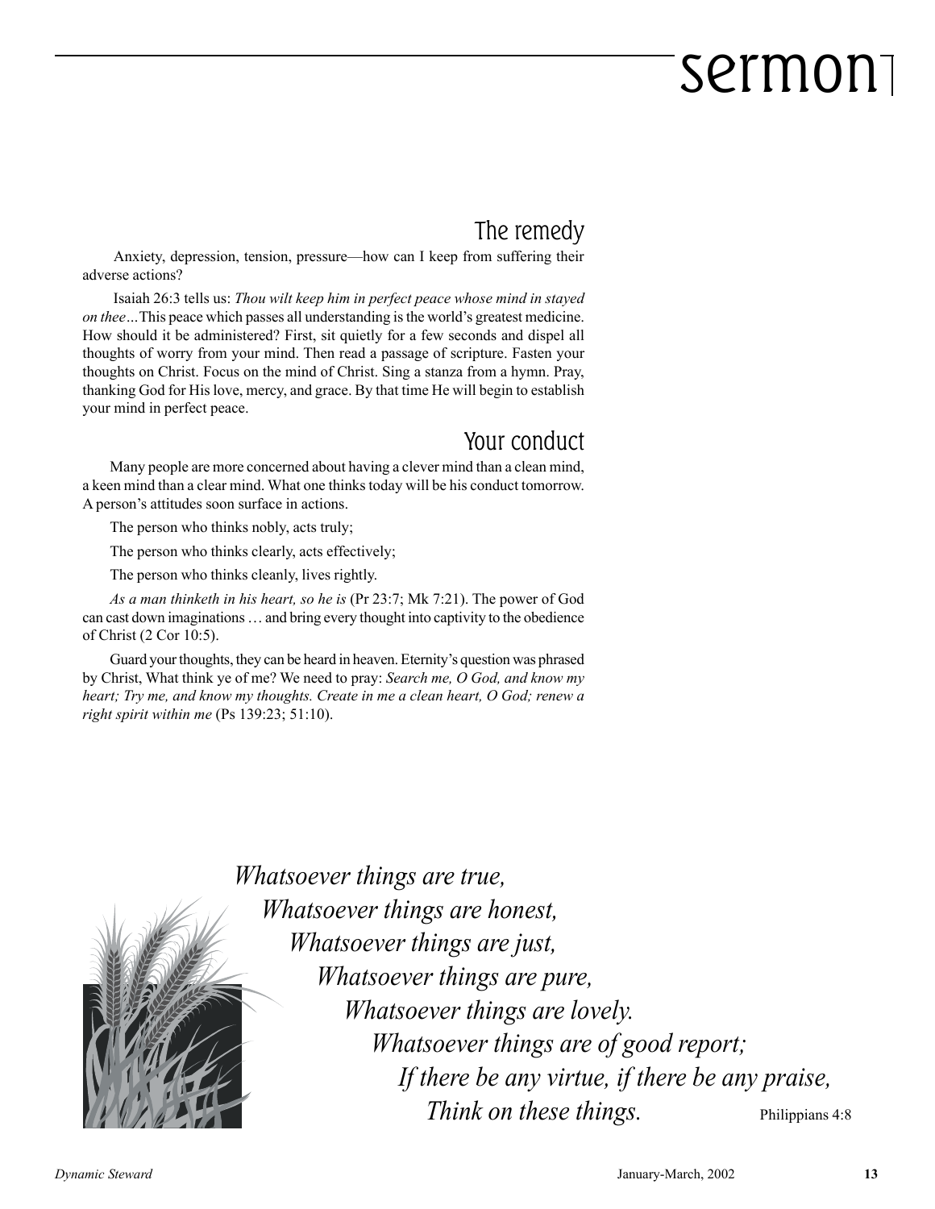## The remedy

Anxiety, depression, tension, pressure—how can I keep from suffering their adverse actions?

Isaiah 26:3 tells us: *Thou wilt keep him in perfect peace whose mind in stayed on thee…*This peace which passes all understanding is the world's greatest medicine. How should it be administered? First, sit quietly for a few seconds and dispel all thoughts of worry from your mind. Then read a passage of scripture. Fasten your thoughts on Christ. Focus on the mind of Christ. Sing a stanza from a hymn. Pray, thanking God for His love, mercy, and grace. By that time He will begin to establish your mind in perfect peace.

## Your conduct

Many people are more concerned about having a clever mind than a clean mind, a keen mind than a clear mind. What one thinks today will be his conduct tomorrow. A person's attitudes soon surface in actions.

The person who thinks nobly, acts truly;

The person who thinks clearly, acts effectively;

The person who thinks cleanly, lives rightly.

*As a man thinketh in his heart, so he is* (Pr 23:7; Mk 7:21). The power of God can cast down imaginations … and bring every thought into captivity to the obedience of Christ (2 Cor 10:5).

Guard your thoughts, they can be heard in heaven. Eternity's question was phrased by Christ, What think ye of me? We need to pray: *Search me, O God, and know my heart; Try me, and know my thoughts. Create in me a clean heart, O God; renew a right spirit within me* (Ps 139:23; 51:10).

*Whatsoever things are true,*
*Whatsoever things are honest,*
*Whatsoever things are just,*
*Whatsoever things are pure,*
*Whatsoever things are lovely.*
*Whatsoever things are of good report;*
*If there be any virtue, if there be any praise,*
*Think on these things.*

Philippians 4:8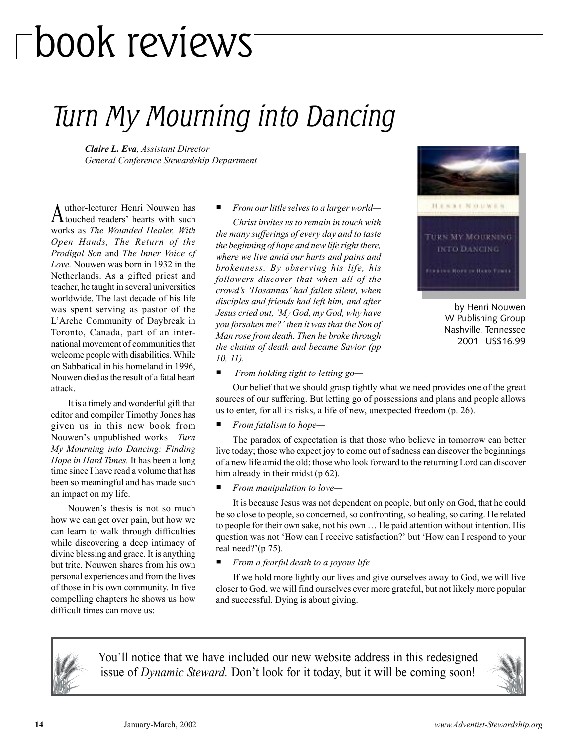# book reviews

## Turn My Mourning into Dancing

***Claire L. Eva**, Assistant Director*
*General Conference Stewardship Department*

by Henri Nouwen
W Publishing Group
Nashville, Tennessee
2001 US$16.99

Author-lecturer Henri Nouwen has touched readers' hearts with such works as *The Wounded Healer, With Open Hands, The Return of the Prodigal Son* and *The Inner Voice of Love.* Nouwen was born in 1932 in the Netherlands. As a gifted priest and teacher, he taught in several universities worldwide. The last decade of his life was spent serving as pastor of the L'Arche Community of Daybreak in Toronto, Canada, part of an international movement of communities that welcome people with disabilities. While on Sabbatical in his homeland in 1996, Nouwen died as the result of a fatal heart attack.

It is a timely and wonderful gift that editor and compiler Timothy Jones has given us in this new book from Nouwen's unpublished works—*Turn My Mourning into Dancing: Finding Hope in Hard Times.* It has been a long time since I have read a volume that has been so meaningful and has made such an impact on my life.

Nouwen's thesis is not so much how we can get over pain, but how we can learn to walk through difficulties while discovering a deep intimacy of divine blessing and grace. It is anything but trite. Nouwen shares from his own personal experiences and from the lives of those in his own community. In five compelling chapters he shows us how difficult times can move us:

- *From our little selves to a larger world—*

  *Christ invites us to remain in touch with the many sufferings of every day and to taste the beginning of hope and new life right there, where we live amid our hurts and pains and brokenness. By observing his life, his followers discover that when all of the crowd's 'Hosannas' had fallen silent, when disciples and friends had left him, and after Jesus cried out, 'My God, my God, why have you forsaken me?' then it was that the Son of Man rose from death. Then he broke through the chains of death and became Savior (pp 10, 11).*

- *From holding tight to letting go—*

  Our belief that we should grasp tightly what we need provides one of the great sources of our suffering. But letting go of possessions and plans and people allows us to enter, for all its risks, a life of new, unexpected freedom (p. 26).

- *From fatalism to hope—*

  The paradox of expectation is that those who believe in tomorrow can better live today; those who expect joy to come out of sadness can discover the beginnings of a new life amid the old; those who look forward to the returning Lord can discover him already in their midst (p 62).

- *From manipulation to love—*

  It is because Jesus was not dependent on people, but only on God, that he could be so close to people, so concerned, so confronting, so healing, so caring. He related to people for their own sake, not his own … He paid attention without intention. His question was not 'How can I receive satisfaction?' but 'How can I respond to your real need?'(p 75).

- *From a fearful death to a joyous life—*

  If we hold more lightly our lives and give ourselves away to God, we will live closer to God, we will find ourselves ever more grateful, but not likely more popular and successful. Dying is about giving.

---

You'll notice that we have included our new website address in this redesigned issue of *Dynamic Steward.* Don't look for it today, but it will be coming soon!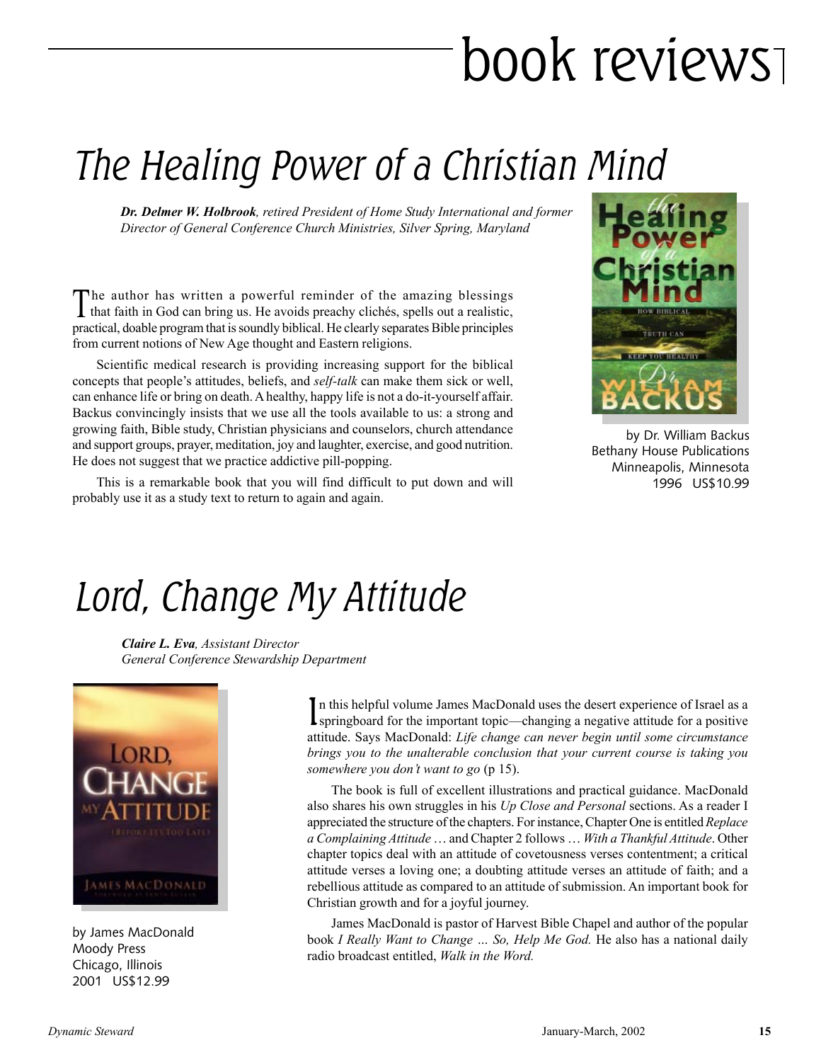# book reviews

## The Healing Power of a Christian Mind

***Dr. Delmer W. Holbrook**, retired President of Home Study International and former Director of General Conference Church Ministries, Silver Spring, Maryland*

The author has written a powerful reminder of the amazing blessings that faith in God can bring us. He avoids preachy clichés, spells out a realistic, practical, doable program that is soundly biblical. He clearly separates Bible principles from current notions of New Age thought and Eastern religions.

Scientific medical research is providing increasing support for the biblical concepts that people's attitudes, beliefs, and *self-talk* can make them sick or well, can enhance life or bring on death. A healthy, happy life is not a do-it-yourself affair. Backus convincingly insists that we use all the tools available to us: a strong and growing faith, Bible study, Christian physicians and counselors, church attendance and support groups, prayer, meditation, joy and laughter, exercise, and good nutrition. He does not suggest that we practice addictive pill-popping.

This is a remarkable book that you will find difficult to put down and will probably use it as a study text to return to again and again.

by Dr. William Backus
Bethany House Publications
Minneapolis, Minnesota
1996 US$10.99

## Lord, Change My Attitude

***Claire L. Eva**, Assistant Director*
*General Conference Stewardship Department*

by James MacDonald
Moody Press
Chicago, Illinois
2001 US$12.99

In this helpful volume James MacDonald uses the desert experience of Israel as a springboard for the important topic—changing a negative attitude for a positive attitude. Says MacDonald: *Life change can never begin until some circumstance brings you to the unalterable conclusion that your current course is taking you somewhere you don't want to go* (p 15).

The book is full of excellent illustrations and practical guidance. MacDonald also shares his own struggles in his *Up Close and Personal* sections. As a reader I appreciated the structure of the chapters. For instance, Chapter One is entitled *Replace a Complaining Attitude* … and Chapter 2 follows … *With a Thankful Attitude*. Other chapter topics deal with an attitude of covetousness verses contentment; a critical attitude verses a loving one; a doubting attitude verses an attitude of faith; and a rebellious attitude as compared to an attitude of submission. An important book for Christian growth and for a joyful journey.

James MacDonald is pastor of Harvest Bible Chapel and author of the popular book *I Really Want to Change ... So, Help Me God.* He also has a national daily radio broadcast entitled, *Walk in the Word.*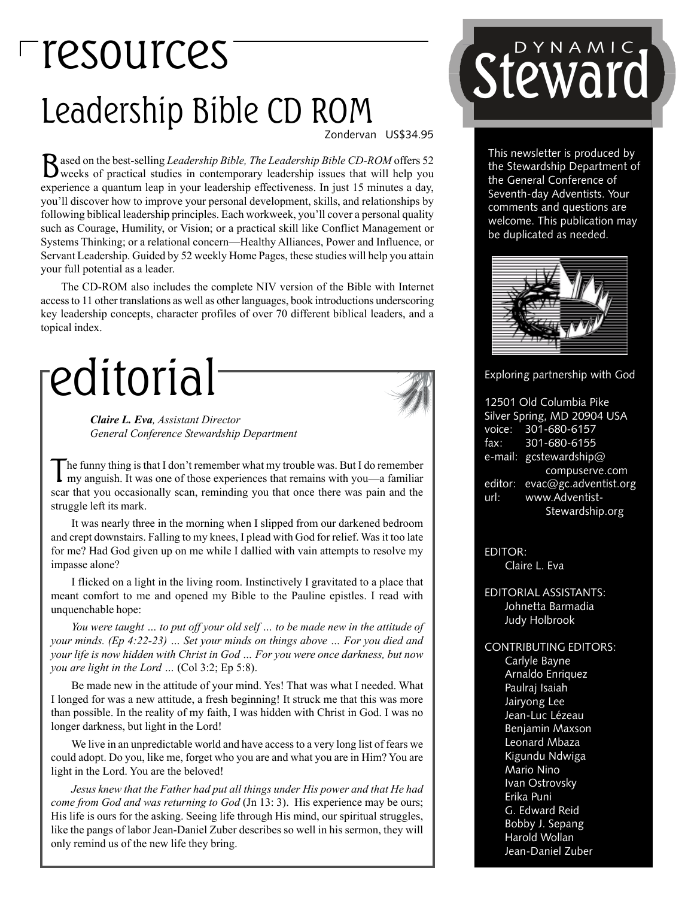# resources

## Leadership Bible CD ROM

Zondervan US$34.95

Based on the best-selling *Leadership Bible, The Leadership Bible CD-ROM* offers 52 weeks of practical studies in contemporary leadership issues that will help you experience a quantum leap in your leadership effectiveness. In just 15 minutes a day, you'll discover how to improve your personal development, skills, and relationships by following biblical leadership principles. Each workweek, you'll cover a personal quality such as Courage, Humility, or Vision; or a practical skill like Conflict Management or Systems Thinking; or a relational concern—Healthy Alliances, Power and Influence, or Servant Leadership. Guided by 52 weekly Home Pages, these studies will help you attain your full potential as a leader.

The CD-ROM also includes the complete NIV version of the Bible with Internet access to 11 other translations as well as other languages, book introductions underscoring key leadership concepts, character profiles of over 70 different biblical leaders, and a topical index.

# editorial

***Claire L. Eva**, Assistant Director*
*General Conference Stewardship Department*

The funny thing is that I don't remember what my trouble was. But I do remember my anguish. It was one of those experiences that remains with you—a familiar scar that you occasionally scan, reminding you that once there was pain and the struggle left its mark.

It was nearly three in the morning when I slipped from our darkened bedroom and crept downstairs. Falling to my knees, I plead with God for relief. Was it too late for me? Had God given up on me while I dallied with vain attempts to resolve my impasse alone?

I flicked on a light in the living room. Instinctively I gravitated to a place that meant comfort to me and opened my Bible to the Pauline epistles. I read with unquenchable hope:

*You were taught … to put off your old self … to be made new in the attitude of your minds. (Ep 4:22-23) … Set your minds on things above … For you died and your life is now hidden with Christ in God … For you were once darkness, but now you are light in the Lord …* (Col 3:2; Ep 5:8).

Be made new in the attitude of your mind. Yes! That was what I needed. What I longed for was a new attitude, a fresh beginning! It struck me that this was more than possible. In the reality of my faith, I was hidden with Christ in God. I was no longer darkness, but light in the Lord!

We live in an unpredictable world and have access to a very long list of fears we could adopt. Do you, like me, forget who you are and what you are in Him? You are light in the Lord. You are the beloved!

*Jesus knew that the Father had put all things under His power and that He had come from God and was returning to God* (Jn 13: 3). His experience may be ours; His life is ours for the asking. Seeing life through His mind, our spiritual struggles, like the pangs of labor Jean-Daniel Zuber describes so well in his sermon, they will only remind us of the new life they bring.

# DYNAMIC Steward

This newsletter is produced by the Stewardship Department of the General Conference of Seventh-day Adventists. Your comments and questions are welcome. This publication may be duplicated as needed.

Exploring partnership with God

12501 Old Columbia Pike
Silver Spring, MD 20904 USA
voice: 301-680-6157
fax: 301-680-6155
e-mail: gcstewardship@compuserve.com
editor: evac@gc.adventist.org
url: www.Adventist-Stewardship.org

EDITOR:
Claire L. Eva

EDITORIAL ASSISTANTS:
Johnetta Barmadia
Judy Holbrook

CONTRIBUTING EDITORS:
Carlyle Bayne
Arnaldo Enriquez
Paulraj Isaiah
Jairyong Lee
Jean-Luc Lézeau
Benjamin Maxson
Leonard Mbaza
Kigundu Ndwiga
Mario Nino
Ivan Ostrovsky
Erika Puni
G. Edward Reid
Bobby J. Sepang
Harold Wollan
Jean-Daniel Zuber